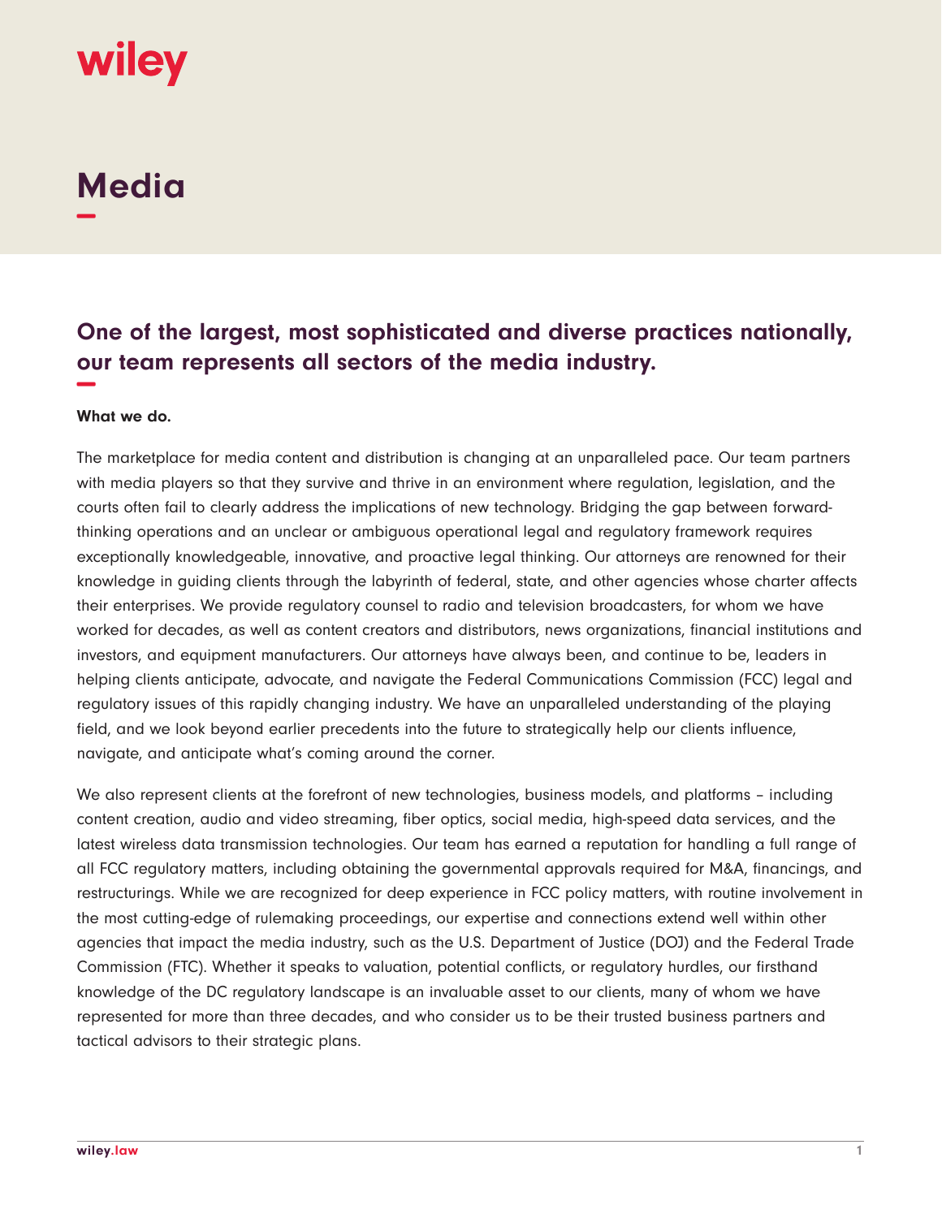wiley

# Media

## One of the largest, most sophisticated and diverse practices nationally, our team represents all sectors of the media industry.

**What we do.**

The marketplace for media content and distribution is changing at an unparalleled pace. Our team partners with media players so that they survive and thrive in an environment where regulation, legislation, and the courts often fail to clearly address the implications of new technology. Bridging the gap between forward-thinking operations and an unclear or ambiguous operational legal and regulatory framework requires exceptionally knowledgeable, innovative, and proactive legal thinking. Our attorneys are renowned for their knowledge in guiding clients through the labyrinth of federal, state, and other agencies whose charter affects their enterprises. We provide regulatory counsel to radio and television broadcasters, for whom we have worked for decades, as well as content creators and distributors, news organizations, financial institutions and investors, and equipment manufacturers. Our attorneys have always been, and continue to be, leaders in helping clients anticipate, advocate, and navigate the Federal Communications Commission (FCC) legal and regulatory issues of this rapidly changing industry. We have an unparalleled understanding of the playing field, and we look beyond earlier precedents into the future to strategically help our clients influence, navigate, and anticipate what's coming around the corner.

We also represent clients at the forefront of new technologies, business models, and platforms – including content creation, audio and video streaming, fiber optics, social media, high-speed data services, and the latest wireless data transmission technologies. Our team has earned a reputation for handling a full range of all FCC regulatory matters, including obtaining the governmental approvals required for M&A, financings, and restructurings. While we are recognized for deep experience in FCC policy matters, with routine involvement in the most cutting-edge of rulemaking proceedings, our expertise and connections extend well within other agencies that impact the media industry, such as the U.S. Department of Justice (DOJ) and the Federal Trade Commission (FTC). Whether it speaks to valuation, potential conflicts, or regulatory hurdles, our firsthand knowledge of the DC regulatory landscape is an invaluable asset to our clients, many of whom we have represented for more than three decades, and who consider us to be their trusted business partners and tactical advisors to their strategic plans.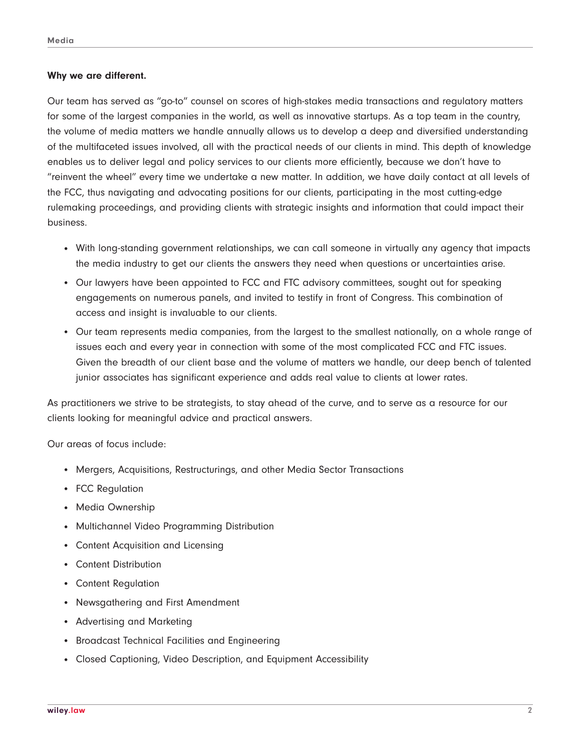**Why we are different.**

Our team has served as "go-to" counsel on scores of high-stakes media transactions and regulatory matters for some of the largest companies in the world, as well as innovative startups. As a top team in the country, the volume of media matters we handle annually allows us to develop a deep and diversified understanding of the multifaceted issues involved, all with the practical needs of our clients in mind. This depth of knowledge enables us to deliver legal and policy services to our clients more efficiently, because we don't have to "reinvent the wheel" every time we undertake a new matter. In addition, we have daily contact at all levels of the FCC, thus navigating and advocating positions for our clients, participating in the most cutting-edge rulemaking proceedings, and providing clients with strategic insights and information that could impact their business.

- With long-standing government relationships, we can call someone in virtually any agency that impacts the media industry to get our clients the answers they need when questions or uncertainties arise.
- Our lawyers have been appointed to FCC and FTC advisory committees, sought out for speaking engagements on numerous panels, and invited to testify in front of Congress. This combination of access and insight is invaluable to our clients.
- Our team represents media companies, from the largest to the smallest nationally, on a whole range of issues each and every year in connection with some of the most complicated FCC and FTC issues. Given the breadth of our client base and the volume of matters we handle, our deep bench of talented junior associates has significant experience and adds real value to clients at lower rates.

As practitioners we strive to be strategists, to stay ahead of the curve, and to serve as a resource for our clients looking for meaningful advice and practical answers.

Our areas of focus include:

- Mergers, Acquisitions, Restructurings, and other Media Sector Transactions
- FCC Regulation
- Media Ownership
- Multichannel Video Programming Distribution
- Content Acquisition and Licensing
- Content Distribution
- Content Regulation
- Newsgathering and First Amendment
- Advertising and Marketing
- Broadcast Technical Facilities and Engineering
- Closed Captioning, Video Description, and Equipment Accessibility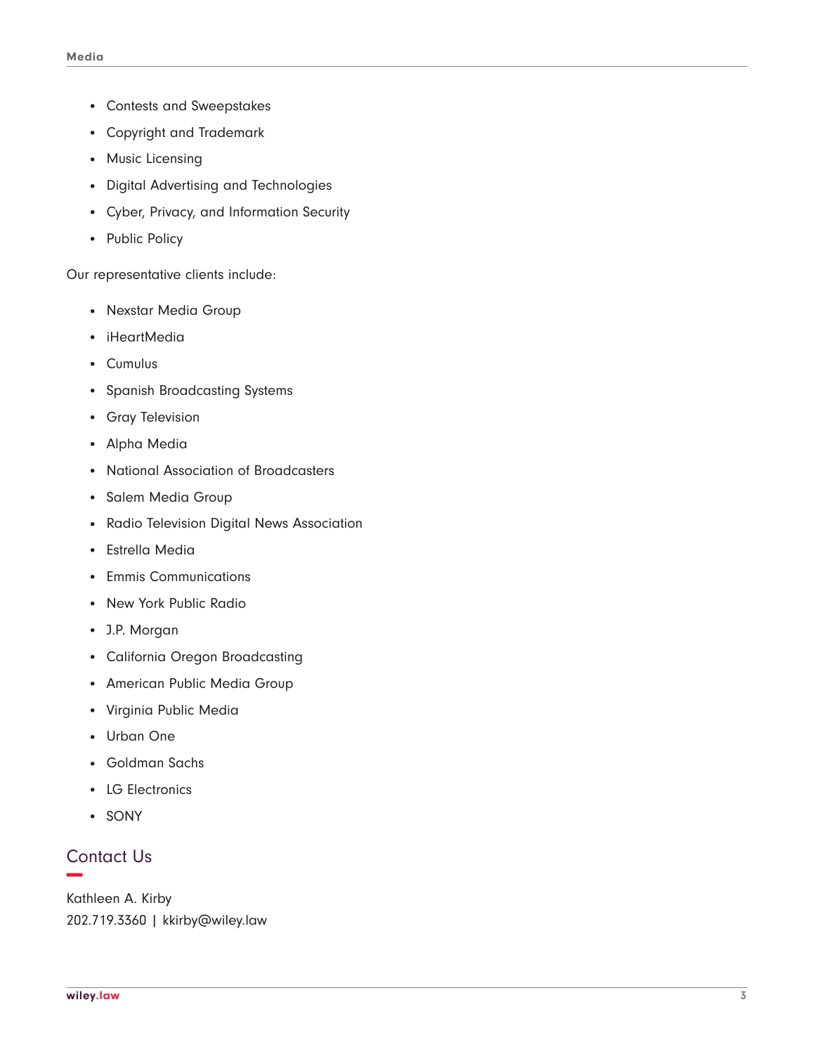- Contests and Sweepstakes
- Copyright and Trademark
- Music Licensing
- Digital Advertising and Technologies
- Cyber, Privacy, and Information Security
- Public Policy

Our representative clients include:

- Nexstar Media Group
- iHeartMedia
- Cumulus
- Spanish Broadcasting Systems
- Gray Television
- Alpha Media
- National Association of Broadcasters
- Salem Media Group
- Radio Television Digital News Association
- Estrella Media
- Emmis Communications
- New York Public Radio
- J.P. Morgan
- California Oregon Broadcasting
- American Public Media Group
- Virginia Public Media
- Urban One
- Goldman Sachs
- LG Electronics
- SONY

## Contact Us

Kathleen A. Kirby
202.719.3360 | kkirby@wiley.law